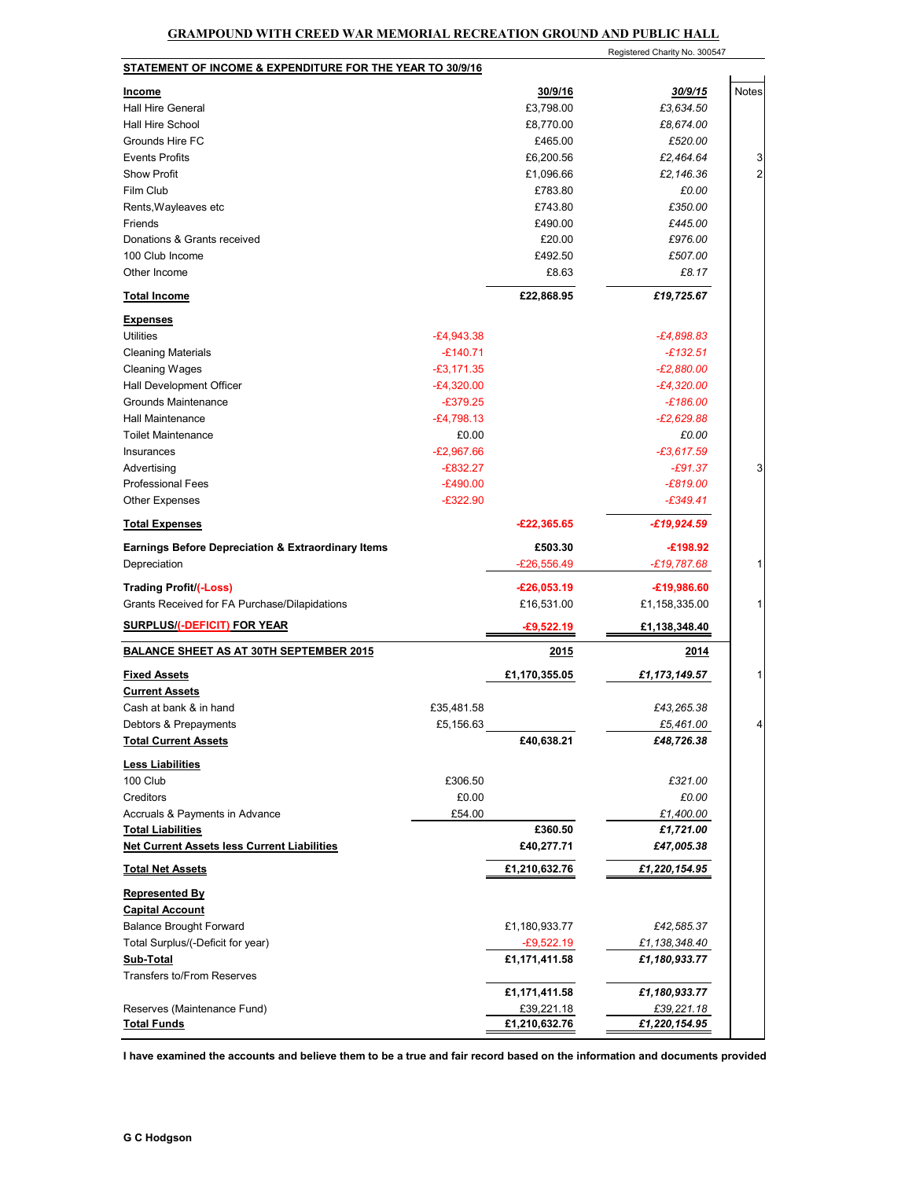# GRAMPOUND WITH CREED WAR MEMORIAL RECREATION GROUND AND PUBLIC HALL

Registered Charity No. 300547

**STATEMENT OF INCOME & EXPENDITURE FOR THE YEAR TO 30/9/16**

| | | 30/9/16 | 30/9/15 | Notes |
|---|---|---|---|---|
| **Income** | | | | |
| Hall Hire General | | £3,798.00 | *£3,634.50* | |
| Hall Hire School | | £8,770.00 | *£8,674.00* | |
| Grounds Hire FC | | £465.00 | *£520.00* | |
| Events Profits | | £6,200.56 | *£2,464.64* | 3 |
| Show Profit | | £1,096.66 | *£2,146.36* | 2 |
| Film Club | | £783.80 | *£0.00* | |
| Rents,Wayleaves etc | | £743.80 | *£350.00* | |
| Friends | | £490.00 | *£445.00* | |
| Donations & Grants received | | £20.00 | *£976.00* | |
| 100 Club Income | | £492.50 | *£507.00* | |
| Other Income | | £8.63 | *£8.17* | |
| **Total Income** | | **£22,868.95** | ***£19,725.67*** | |
| **Expenses** | | | | |
| Utilities | -£4,943.38 | | *-£4,898.83* | |
| Cleaning Materials | -£140.71 | | *-£132.51* | |
| Cleaning Wages | -£3,171.35 | | *-£2,880.00* | |
| Hall Development Officer | -£4,320.00 | | *-£4,320.00* | |
| Grounds Maintenance | -£379.25 | | *-£186.00* | |
| Hall Maintenance | -£4,798.13 | | *-£2,629.88* | |
| Toilet Maintenance | £0.00 | | *£0.00* | |
| Insurances | -£2,967.66 | | *-£3,617.59* | |
| Advertising | -£832.27 | | *-£91.37* | 3 |
| Professional Fees | -£490.00 | | *-£819.00* | |
| Other Expenses | -£322.90 | | *-£349.41* | |
| **Total Expenses** | | **-£22,365.65** | ***-£19,924.59*** | |
| **Earnings Before Depreciation & Extraordinary Items** | | **£503.30** | **-£198.92** | |
| Depreciation | | -£26,556.49 | *-£19,787.68* | 1 |
| **Trading Profit/(-Loss)** | | **-£26,053.19** | **-£19,986.60** | |
| Grants Received for FA Purchase/Dilapidations | | £16,531.00 | £1,158,335.00 | 1 |
| **SURPLUS/(-DEFICIT) FOR YEAR** | | **-£9,522.19** | **£1,138,348.40** | |

**BALANCE SHEET AS AT 30TH SEPTEMBER 2015**

| | | 2015 | 2014 | Notes |
|---|---|---|---|---|
| **Fixed Assets** | | **£1,170,355.05** | ***£1,173,149.57*** | 1 |
| **Current Assets** | | | | |
| Cash at bank & in hand | £35,481.58 | | *£43,265.38* | |
| Debtors & Prepayments | £5,156.63 | | *£5,461.00* | 4 |
| **Total Current Assets** | | **£40,638.21** | ***£48,726.38*** | |
| **Less Liabilities** | | | | |
| 100 Club | £306.50 | | *£321.00* | |
| Creditors | £0.00 | | *£0.00* | |
| Accruals & Payments in Advance | £54.00 | | *£1,400.00* | |
| **Total Liabilities** | | **£360.50** | ***£1,721.00*** | |
| **Net Current Assets less Current Liabilities** | | **£40,277.71** | ***£47,005.38*** | |
| **Total Net Assets** | | **£1,210,632.76** | ***£1,220,154.95*** | |
| **Represented By** | | | | |
| **Capital Account** | | | | |
| Balance Brought Forward | | £1,180,933.77 | *£42,585.37* | |
| Total Surplus/(-Deficit for year) | | -£9,522.19 | *£1,138,348.40* | |
| **Sub-Total** | | **£1,171,411.58** | ***£1,180,933.77*** | |
| Transfers to/From Reserves | | | | |
| | | **£1,171,411.58** | ***£1,180,933.77*** | |
| Reserves (Maintenance Fund) | | £39,221.18 | *£39,221.18* | |
| **Total Funds** | | **£1,210,632.76** | ***£1,220,154.95*** | |

**I have examined the accounts and believe them to be a true and fair record based on the information and documents provided**

**G C Hodgson**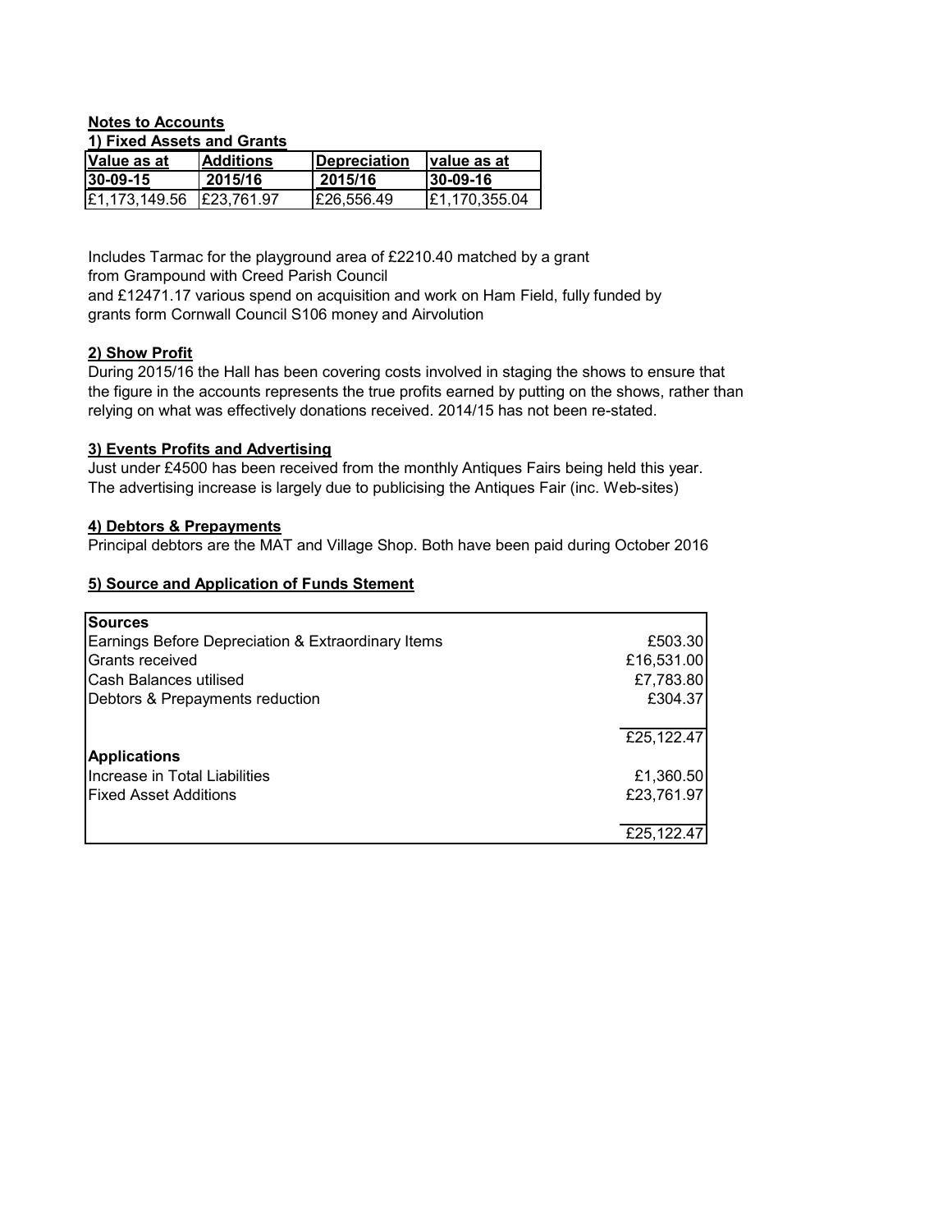**Notes to Accounts**

**1) Fixed Assets and Grants**

| Value as at 30-09-15 | Additions 2015/16 | Depreciation 2015/16 | value as at 30-09-16 |
|---|---|---|---|
| £1,173,149.56 | £23,761.97 | £26,556.49 | £1,170,355.04 |

Includes Tarmac for the playground area of £2210.40 matched by a grant
from Grampound with Creed Parish Council
and £12471.17 various spend on acquisition and work on Ham Field, fully funded by
grants form Cornwall Council S106 money and Airvolution

**2) Show Profit**

During 2015/16 the Hall has been covering costs involved in staging the shows to ensure that the figure in the accounts represents the true profits earned by putting on the shows, rather than relying on what was effectively donations received. 2014/15 has not been re-stated.

**3) Events Profits and Advertising**

Just under £4500 has been received from the monthly Antiques Fairs being held this year.
The advertising increase is largely due to publicising the Antiques Fair (inc. Web-sites)

**4) Debtors & Prepayments**

Principal debtors are the MAT and Village Shop. Both have been paid during October 2016

**5) Source and Application of Funds Stement**

| | |
|---|---|
| **Sources** | |
| Earnings Before Depreciation & Extraordinary Items | £503.30 |
| Grants received | £16,531.00 |
| Cash Balances utilised | £7,783.80 |
| Debtors & Prepayments reduction | £304.37 |
| | £25,122.47 |
| **Applications** | |
| Increase in Total Liabilities | £1,360.50 |
| Fixed Asset Additions | £23,761.97 |
| | £25,122.47 |